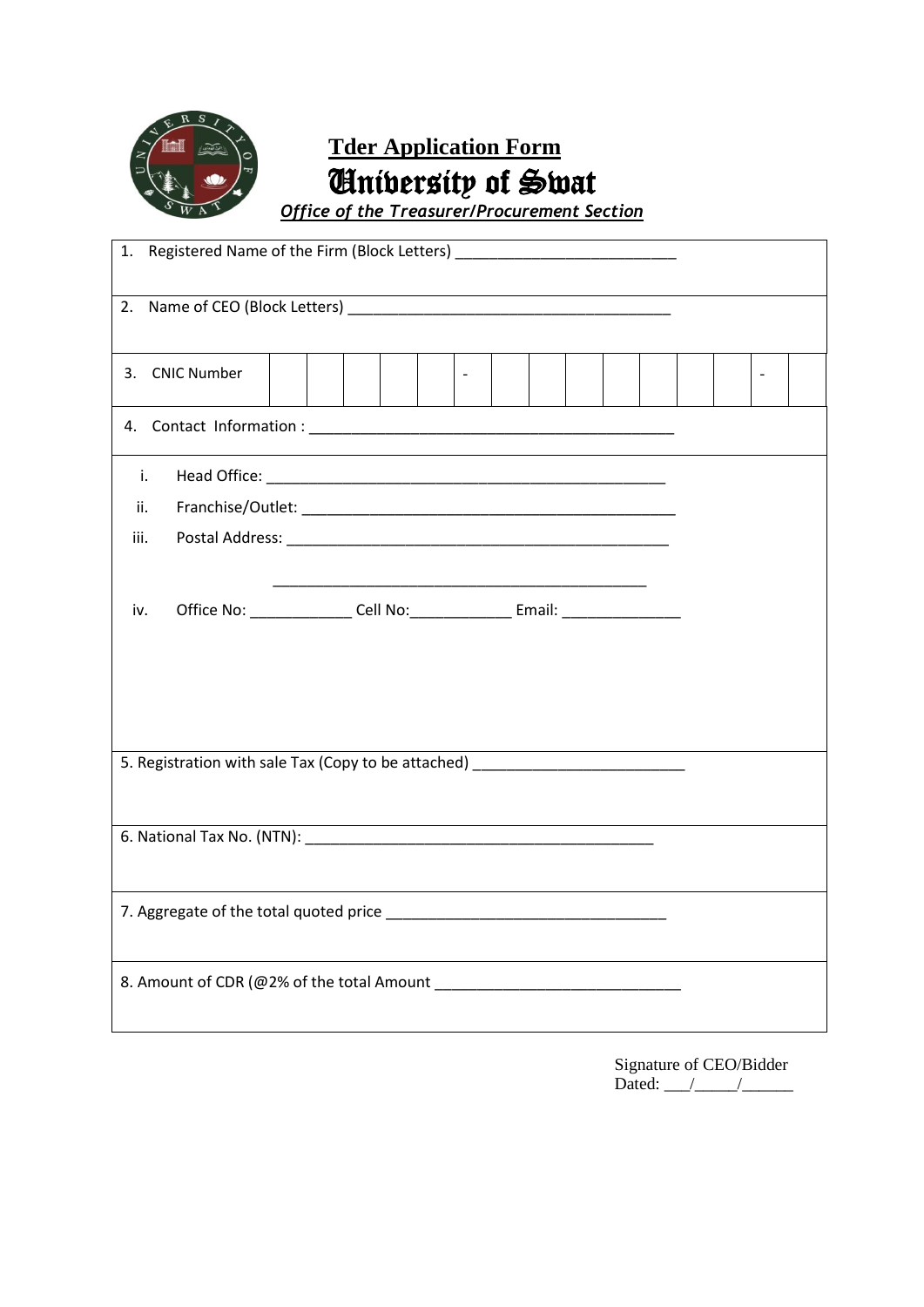# Tder Application Form

## University of Swat

***Office of the Treasurer/Procurement Section***

1. Registered Name of the Firm (Block Letters) ___________________________

2. Name of CEO (Block Letters) ________________________________________

| 3. CNIC Number | | | | | | - | | | | | | | | - | |
|---|---|---|---|---|---|---|---|---|---|---|---|---|---|---|---|

4. Contact Information : _____________________________________________

   i. Head Office: __________________________________________________

   ii. Franchise/Outlet: _______________________________________________

   iii. Postal Address: _______________________________________________

   ______________________________________________

   iv. Office No: _____________ Cell No:_____________ Email: _______________

5. Registration with sale Tax (Copy to be attached) __________________________

6. National Tax No. (NTN): ___________________________________________

7. Aggregate of the total quoted price ___________________________________

8. Amount of CDR (@2% of the total Amount ______________________________

Signature of CEO/Bidder

Dated: ___/_____/______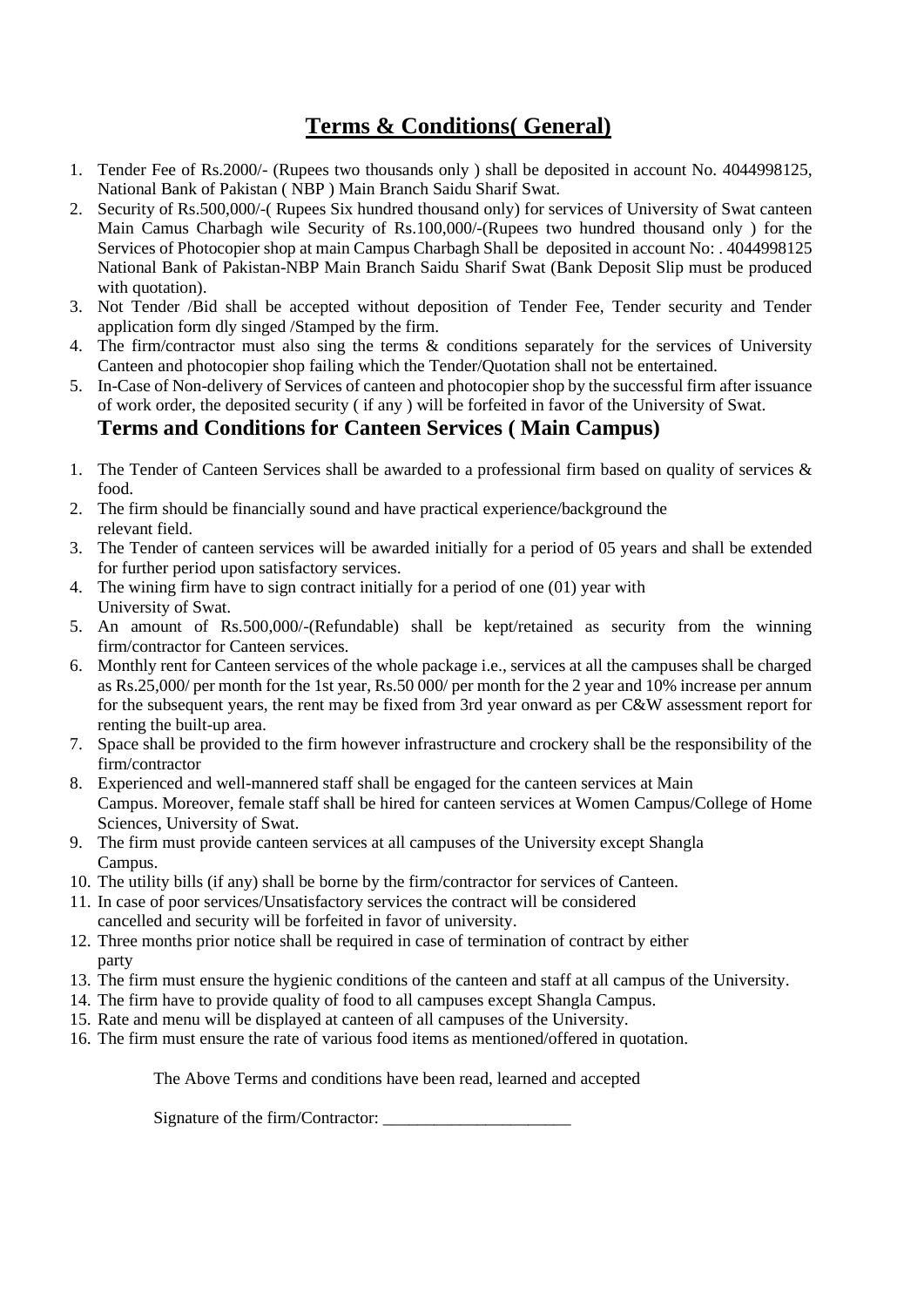# Terms & Conditions( General)

1. Tender Fee of Rs.2000/- (Rupees two thousands only ) shall be deposited in account No. 4044998125, National Bank of Pakistan ( NBP ) Main Branch Saidu Sharif Swat.
2. Security of Rs.500,000/-( Rupees Six hundred thousand only) for services of University of Swat canteen Main Camus Charbagh wile Security of Rs.100,000/-(Rupees two hundred thousand only ) for the Services of Photocopier shop at main Campus Charbagh Shall be deposited in account No: . 4044998125 National Bank of Pakistan-NBP Main Branch Saidu Sharif Swat (Bank Deposit Slip must be produced with quotation).
3. Not Tender /Bid shall be accepted without deposition of Tender Fee, Tender security and Tender application form dly singed /Stamped by the firm.
4. The firm/contractor must also sing the terms & conditions separately for the services of University Canteen and photocopier shop failing which the Tender/Quotation shall not be entertained.
5. In-Case of Non-delivery of Services of canteen and photocopier shop by the successful firm after issuance of work order, the deposited security ( if any ) will be forfeited in favor of the University of Swat.

## Terms and Conditions for Canteen Services ( Main Campus)

1. The Tender of Canteen Services shall be awarded to a professional firm based on quality of services & food.
2. The firm should be financially sound and have practical experience/background the relevant field.
3. The Tender of canteen services will be awarded initially for a period of 05 years and shall be extended for further period upon satisfactory services.
4. The wining firm have to sign contract initially for a period of one (01) year with University of Swat.
5. An amount of Rs.500,000/-(Refundable) shall be kept/retained as security from the winning firm/contractor for Canteen services.
6. Monthly rent for Canteen services of the whole package i.e., services at all the campuses shall be charged as Rs.25,000/ per month for the 1st year, Rs.50 000/ per month for the 2 year and 10% increase per annum for the subsequent years, the rent may be fixed from 3rd year onward as per C&W assessment report for renting the built-up area.
7. Space shall be provided to the firm however infrastructure and crockery shall be the responsibility of the firm/contractor
8. Experienced and well-mannered staff shall be engaged for the canteen services at Main Campus. Moreover, female staff shall be hired for canteen services at Women Campus/College of Home Sciences, University of Swat.
9. The firm must provide canteen services at all campuses of the University except Shangla Campus.
10. The utility bills (if any) shall be borne by the firm/contractor for services of Canteen.
11. In case of poor services/Unsatisfactory services the contract will be considered cancelled and security will be forfeited in favor of university.
12. Three months prior notice shall be required in case of termination of contract by either party
13. The firm must ensure the hygienic conditions of the canteen and staff at all campus of the University.
14. The firm have to provide quality of food to all campuses except Shangla Campus.
15. Rate and menu will be displayed at canteen of all campuses of the University.
16. The firm must ensure the rate of various food items as mentioned/offered in quotation.

The Above Terms and conditions have been read, learned and accepted

Signature of the firm/Contractor: ______________________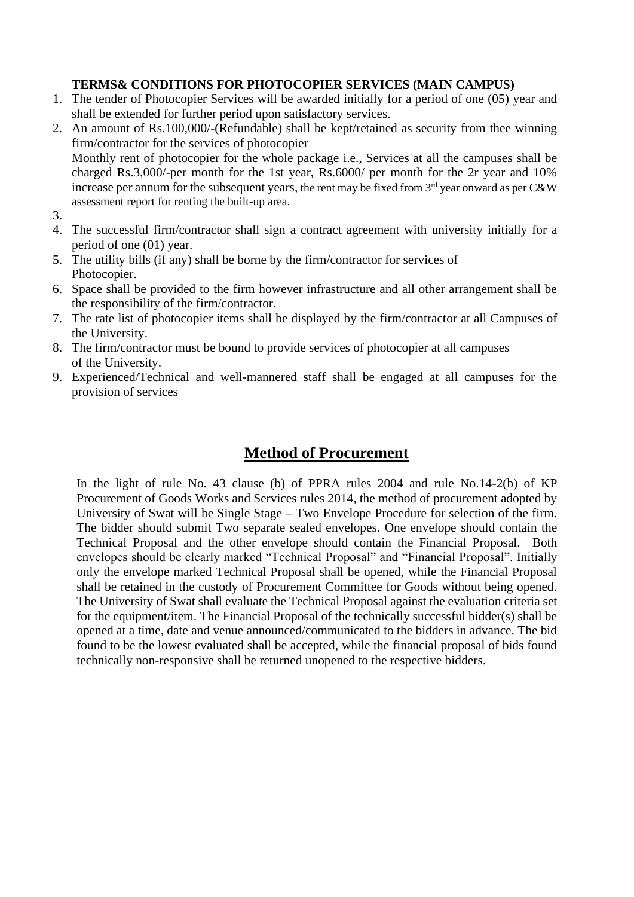**TERMS& CONDITIONS FOR PHOTOCOPIER SERVICES (MAIN CAMPUS)**

1. The tender of Photocopier Services will be awarded initially for a period of one (05) year and shall be extended for further period upon satisfactory services.
2. An amount of Rs.100,000/-(Refundable) shall be kept/retained as security from thee winning firm/contractor for the services of photocopier
   Monthly rent of photocopier for the whole package i.e., Services at all the campuses shall be charged Rs.3,000/-per month for the 1st year, Rs.6000/ per month for the 2r year and 10% increase per annum for the subsequent years, the rent may be fixed from 3rd year onward as per C&W assessment report for renting the built-up area.
3. 
4. The successful firm/contractor shall sign a contract agreement with university initially for a period of one (01) year.
5. The utility bills (if any) shall be borne by the firm/contractor for services of Photocopier.
6. Space shall be provided to the firm however infrastructure and all other arrangement shall be the responsibility of the firm/contractor.
7. The rate list of photocopier items shall be displayed by the firm/contractor at all Campuses of the University.
8. The firm/contractor must be bound to provide services of photocopier at all campuses of the University.
9. Experienced/Technical and well-mannered staff shall be engaged at all campuses for the provision of services

## Method of Procurement

In the light of rule No. 43 clause (b) of PPRA rules 2004 and rule No.14-2(b) of KP Procurement of Goods Works and Services rules 2014, the method of procurement adopted by University of Swat will be Single Stage – Two Envelope Procedure for selection of the firm. The bidder should submit Two separate sealed envelopes. One envelope should contain the Technical Proposal and the other envelope should contain the Financial Proposal. Both envelopes should be clearly marked "Technical Proposal" and "Financial Proposal". Initially only the envelope marked Technical Proposal shall be opened, while the Financial Proposal shall be retained in the custody of Procurement Committee for Goods without being opened. The University of Swat shall evaluate the Technical Proposal against the evaluation criteria set for the equipment/item. The Financial Proposal of the technically successful bidder(s) shall be opened at a time, date and venue announced/communicated to the bidders in advance. The bid found to be the lowest evaluated shall be accepted, while the financial proposal of bids found technically non-responsive shall be returned unopened to the respective bidders.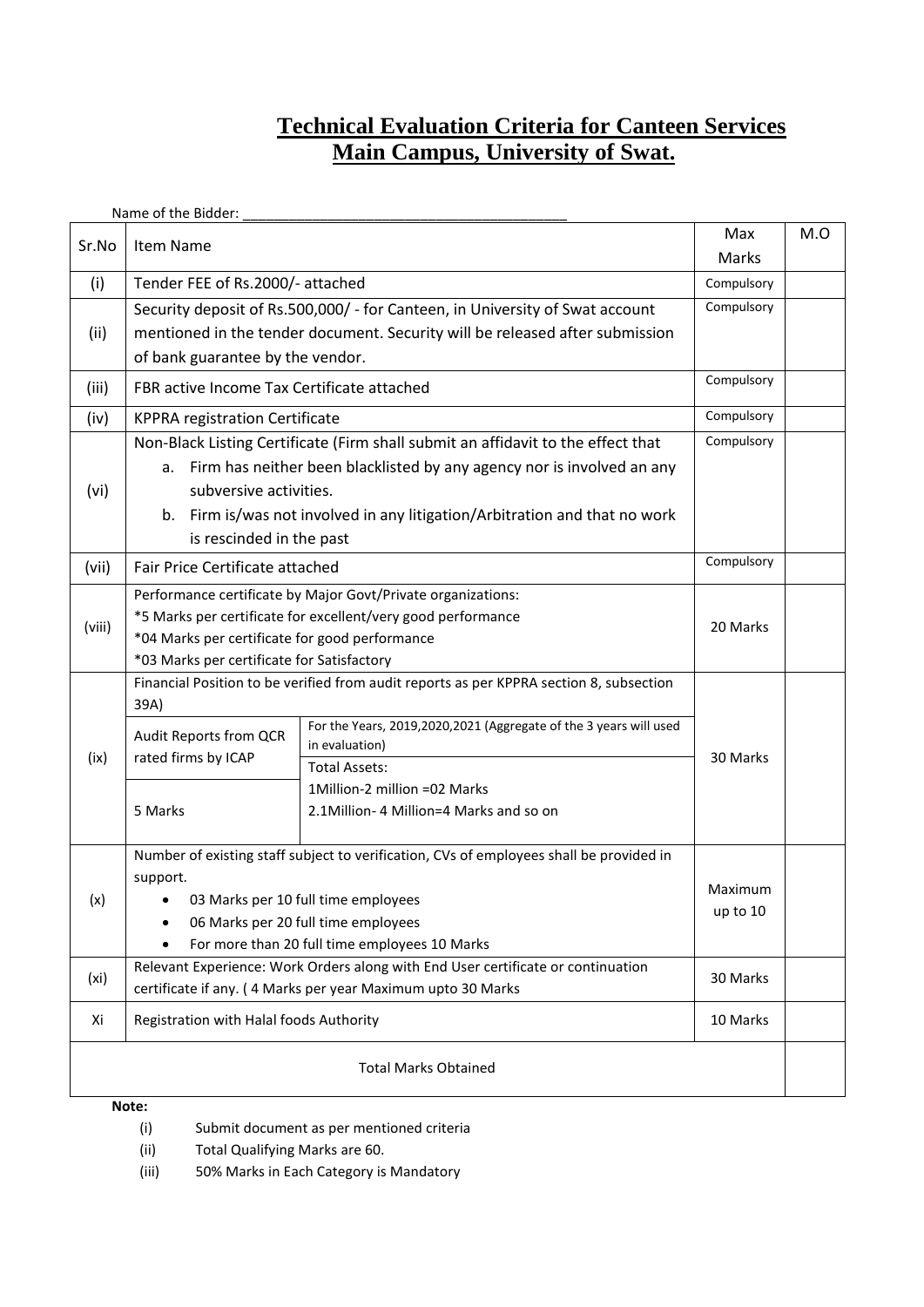# Technical Evaluation Criteria for Canteen Services
## Main Campus, University of Swat.

Name of the Bidder: ___________________________________________

| Sr.No | Item Name | | Max Marks | M.O |
|---|---|---|---|---|
| (i) | Tender FEE of Rs.2000/- attached | | Compulsory | |
| (ii) | Security deposit of Rs.500,000/ - for Canteen, in University of Swat account mentioned in the tender document. Security will be released after submission of bank guarantee by the vendor. | | Compulsory | |
| (iii) | FBR active Income Tax Certificate attached | | Compulsory | |
| (iv) | KPPRA registration Certificate | | Compulsory | |
| (vi) | Non-Black Listing Certificate (Firm shall submit an affidavit to the effect that<br>a. Firm has neither been blacklisted by any agency nor is involved an any subversive activities.<br>b. Firm is/was not involved in any litigation/Arbitration and that no work is rescinded in the past | | Compulsory | |
| (vii) | Fair Price Certificate attached | | Compulsory | |
| (viii) | Performance certificate by Major Govt/Private organizations:<br>*5 Marks per certificate for excellent/very good performance<br>*04 Marks per certificate for good performance<br>*03 Marks per certificate for Satisfactory | | 20 Marks | |
| (ix) | Financial Position to be verified from audit reports as per KPPRA section 8, subsection 39A) | | 30 Marks | |
| | Audit Reports from QCR rated firms by ICAP | For the Years, 2019,2020,2021 (Aggregate of the 3 years will used in evaluation) | | |
| | 5 Marks | Total Assets:<br>1Million-2 million =02 Marks<br>2.1Million- 4 Million=4 Marks and so on | | |
| (x) | Number of existing staff subject to verification, CVs of employees shall be provided in support.<br>• 03 Marks per 10 full time employees<br>• 06 Marks per 20 full time employees<br>• For more than 20 full time employees 10 Marks | | Maximum up to 10 | |
| (xi) | Relevant Experience: Work Orders along with End User certificate or continuation certificate if any. ( 4 Marks per year Maximum upto 30 Marks | | 30 Marks | |
| Xi | Registration with Halal foods Authority | | 10 Marks | |
| | Total Marks Obtained | | | |

**Note:**

(i) Submit document as per mentioned criteria

(ii) Total Qualifying Marks are 60.

(iii) 50% Marks in Each Category is Mandatory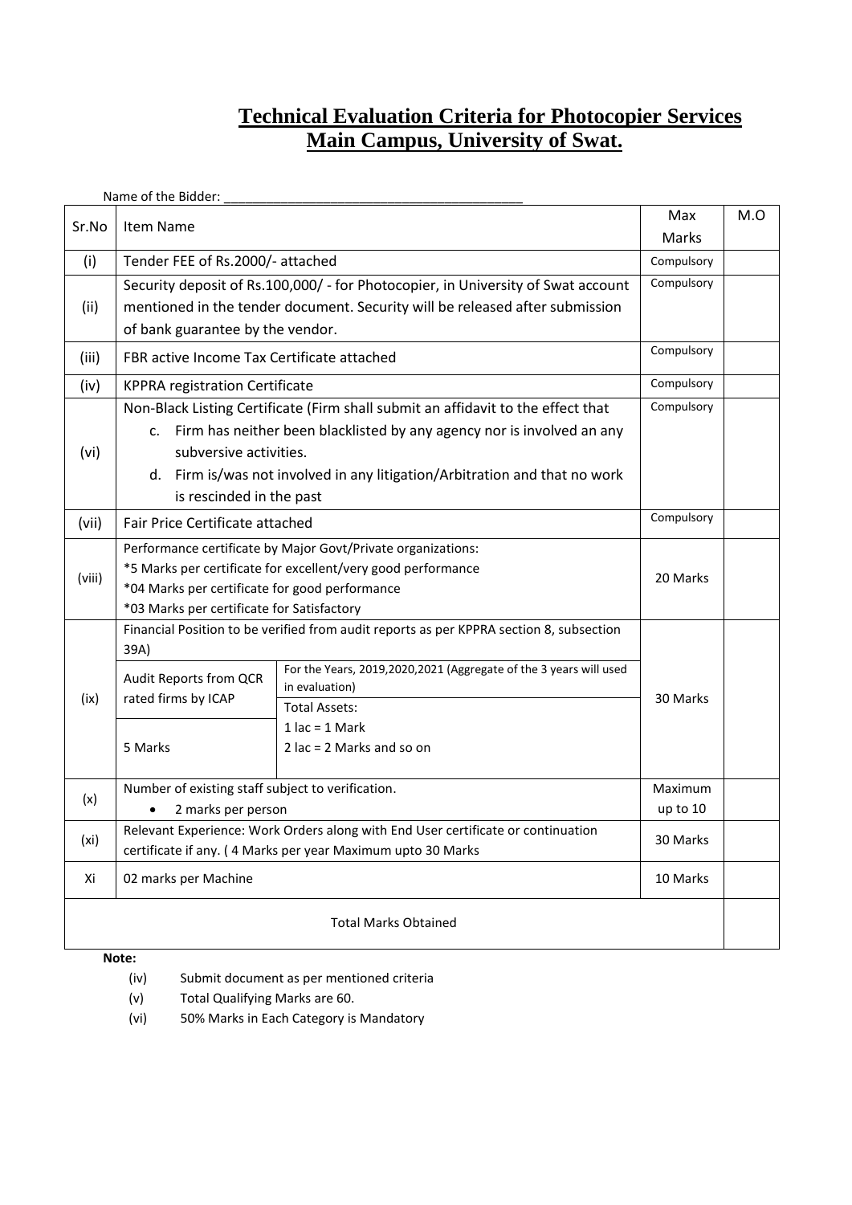# Technical Evaluation Criteria for Photocopier Services
## Main Campus, University of Swat.

Name of the Bidder: ___________________________________________

| Sr.No | Item Name | | Max Marks | M.O |
|---|---|---|---|---|
| (i) | Tender FEE of Rs.2000/- attached | | Compulsory | |
| (ii) | Security deposit of Rs.100,000/ - for Photocopier, in University of Swat account mentioned in the tender document. Security will be released after submission of bank guarantee by the vendor. | | Compulsory | |
| (iii) | FBR active Income Tax Certificate attached | | Compulsory | |
| (iv) | KPPRA registration Certificate | | Compulsory | |
| (vi) | Non-Black Listing Certificate (Firm shall submit an affidavit to the effect that<br>c. Firm has neither been blacklisted by any agency nor is involved an any subversive activities.<br>d. Firm is/was not involved in any litigation/Arbitration and that no work is rescinded in the past | | Compulsory | |
| (vii) | Fair Price Certificate attached | | Compulsory | |
| (viii) | Performance certificate by Major Govt/Private organizations:<br>*5 Marks per certificate for excellent/very good performance<br>*04 Marks per certificate for good performance<br>*03 Marks per certificate for Satisfactory | | 20 Marks | |
| (ix) | Financial Position to be verified from audit reports as per KPPRA section 8, subsection 39A) | | 30 Marks | |
| | Audit Reports from QCR rated firms by ICAP | For the Years, 2019,2020,2021 (Aggregate of the 3 years will used in evaluation) | | |
| | 5 Marks | Total Assets:<br>1 lac = 1 Mark<br>2 lac = 2 Marks and so on | | |
| (x) | Number of existing staff subject to verification.<br>• 2 marks per person | | Maximum up to 10 | |
| (xi) | Relevant Experience: Work Orders along with End User certificate or continuation certificate if any. ( 4 Marks per year Maximum upto 30 Marks | | 30 Marks | |
| Xi | 02 marks per Machine | | 10 Marks | |
| | Total Marks Obtained | | | |

**Note:**

(iv) Submit document as per mentioned criteria

(v) Total Qualifying Marks are 60.

(vi) 50% Marks in Each Category is Mandatory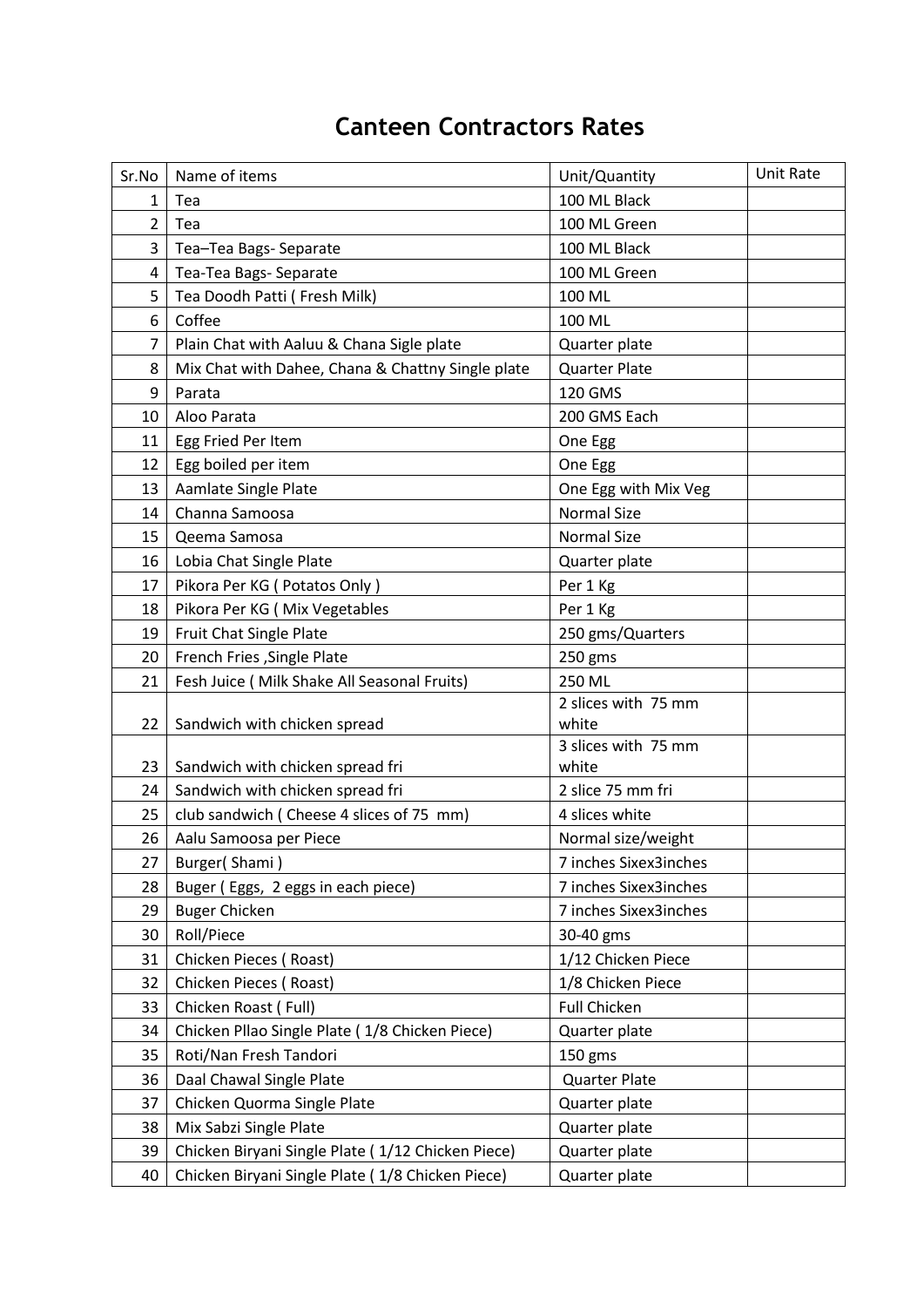# Canteen Contractors Rates

| Sr.No | Name of items | Unit/Quantity | Unit Rate |
|---|---|---|---|
| 1 | Tea | 100 ML Black | |
| 2 | Tea | 100 ML Green | |
| 3 | Tea–Tea Bags- Separate | 100 ML Black | |
| 4 | Tea-Tea Bags- Separate | 100 ML Green | |
| 5 | Tea Doodh Patti ( Fresh Milk) | 100 ML | |
| 6 | Coffee | 100 ML | |
| 7 | Plain Chat with Aaluu & Chana Sigle plate | Quarter plate | |
| 8 | Mix Chat with Dahee, Chana & Chattny Single plate | Quarter Plate | |
| 9 | Parata | 120 GMS | |
| 10 | Aloo Parata | 200 GMS Each | |
| 11 | Egg Fried Per Item | One Egg | |
| 12 | Egg boiled per item | One Egg | |
| 13 | Aamlate Single Plate | One Egg with Mix Veg | |
| 14 | Channa Samoosa | Normal Size | |
| 15 | Qeema Samosa | Normal Size | |
| 16 | Lobia Chat Single Plate | Quarter plate | |
| 17 | Pikora Per KG ( Potatos Only ) | Per 1 Kg | |
| 18 | Pikora Per KG ( Mix Vegetables | Per 1 Kg | |
| 19 | Fruit Chat Single Plate | 250 gms/Quarters | |
| 20 | French Fries ,Single Plate | 250 gms | |
| 21 | Fesh Juice ( Milk Shake All Seasonal Fruits) | 250 ML | |
| 22 | Sandwich with chicken spread | 2 slices with 75 mm white | |
| 23 | Sandwich with chicken spread fri | 3 slices with 75 mm white | |
| 24 | Sandwich with chicken spread fri | 2 slice 75 mm fri | |
| 25 | club sandwich ( Cheese 4 slices of 75 mm) | 4 slices white | |
| 26 | Aalu Samoosa per Piece | Normal size/weight | |
| 27 | Burger( Shami ) | 7 inches Sixex3inches | |
| 28 | Buger ( Eggs, 2 eggs in each piece) | 7 inches Sixex3inches | |
| 29 | Buger Chicken | 7 inches Sixex3inches | |
| 30 | Roll/Piece | 30-40 gms | |
| 31 | Chicken Pieces ( Roast) | 1/12 Chicken Piece | |
| 32 | Chicken Pieces ( Roast) | 1/8 Chicken Piece | |
| 33 | Chicken Roast ( Full) | Full Chicken | |
| 34 | Chicken Pllao Single Plate ( 1/8 Chicken Piece) | Quarter plate | |
| 35 | Roti/Nan Fresh Tandori | 150 gms | |
| 36 | Daal Chawal Single Plate | Quarter Plate | |
| 37 | Chicken Quorma Single Plate | Quarter plate | |
| 38 | Mix Sabzi Single Plate | Quarter plate | |
| 39 | Chicken Biryani Single Plate ( 1/12 Chicken Piece) | Quarter plate | |
| 40 | Chicken Biryani Single Plate ( 1/8 Chicken Piece) | Quarter plate | |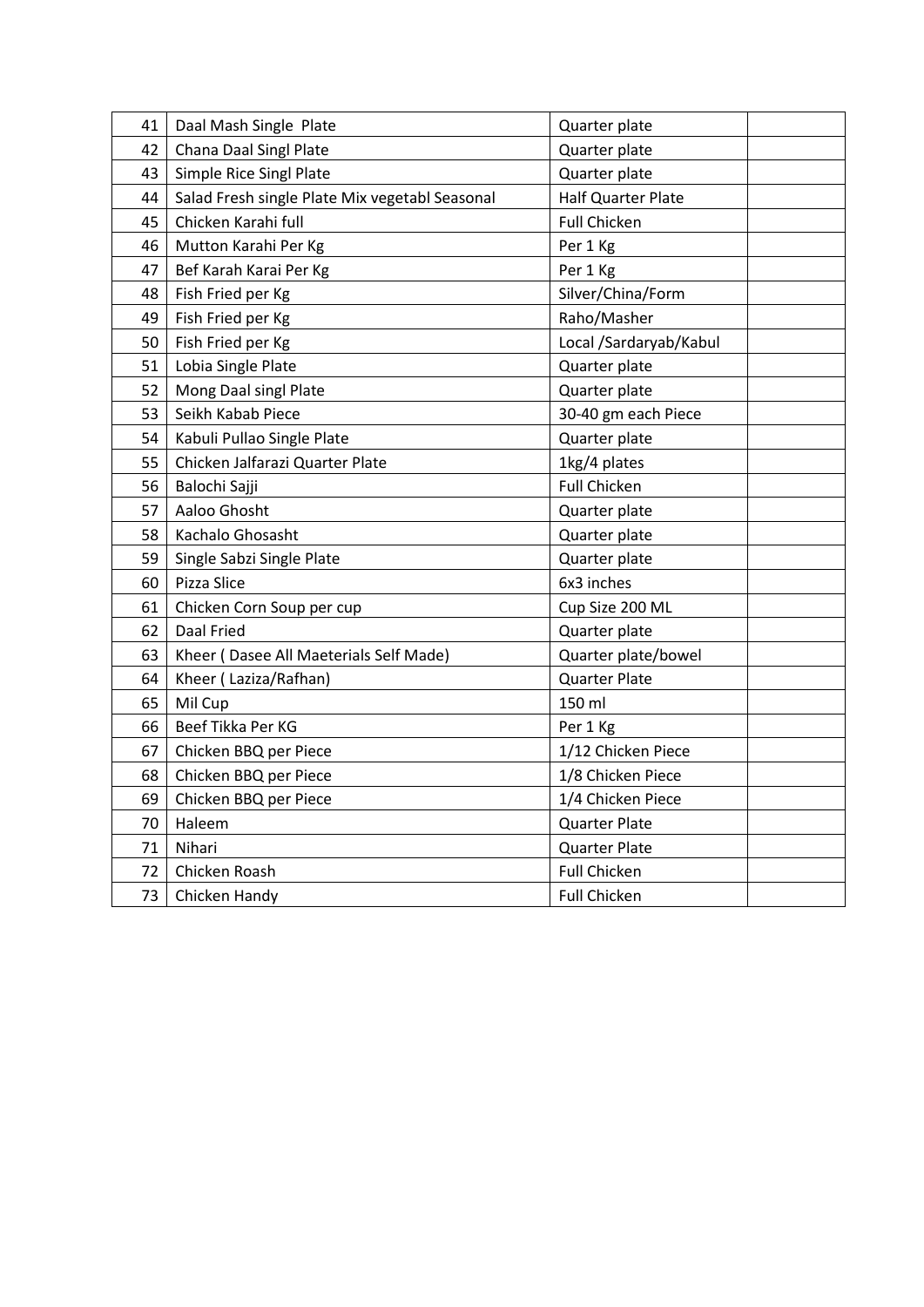| | | | |
|---|---|---|---|
| 41 | Daal Mash Single Plate | Quarter plate | |
| 42 | Chana Daal Singl Plate | Quarter plate | |
| 43 | Simple Rice Singl Plate | Quarter plate | |
| 44 | Salad Fresh single Plate Mix vegetabl Seasonal | Half Quarter Plate | |
| 45 | Chicken Karahi full | Full Chicken | |
| 46 | Mutton Karahi Per Kg | Per 1 Kg | |
| 47 | Bef Karah Karai Per Kg | Per 1 Kg | |
| 48 | Fish Fried per Kg | Silver/China/Form | |
| 49 | Fish Fried per Kg | Raho/Masher | |
| 50 | Fish Fried per Kg | Local /Sardaryab/Kabul | |
| 51 | Lobia Single Plate | Quarter plate | |
| 52 | Mong Daal singl Plate | Quarter plate | |
| 53 | Seikh Kabab Piece | 30-40 gm each Piece | |
| 54 | Kabuli Pullao Single Plate | Quarter plate | |
| 55 | Chicken Jalfarazi Quarter Plate | 1kg/4 plates | |
| 56 | Balochi Sajji | Full Chicken | |
| 57 | Aaloo Ghosht | Quarter plate | |
| 58 | Kachalo Ghosasht | Quarter plate | |
| 59 | Single Sabzi Single Plate | Quarter plate | |
| 60 | Pizza Slice | 6x3 inches | |
| 61 | Chicken Corn Soup per cup | Cup Size 200 ML | |
| 62 | Daal Fried | Quarter plate | |
| 63 | Kheer ( Dasee All Maeterials Self Made) | Quarter plate/bowel | |
| 64 | Kheer ( Laziza/Rafhan) | Quarter Plate | |
| 65 | Mil Cup | 150 ml | |
| 66 | Beef Tikka Per KG | Per 1 Kg | |
| 67 | Chicken BBQ per Piece | 1/12 Chicken Piece | |
| 68 | Chicken BBQ per Piece | 1/8 Chicken Piece | |
| 69 | Chicken BBQ per Piece | 1/4 Chicken Piece | |
| 70 | Haleem | Quarter Plate | |
| 71 | Nihari | Quarter Plate | |
| 72 | Chicken Roash | Full Chicken | |
| 73 | Chicken Handy | Full Chicken | |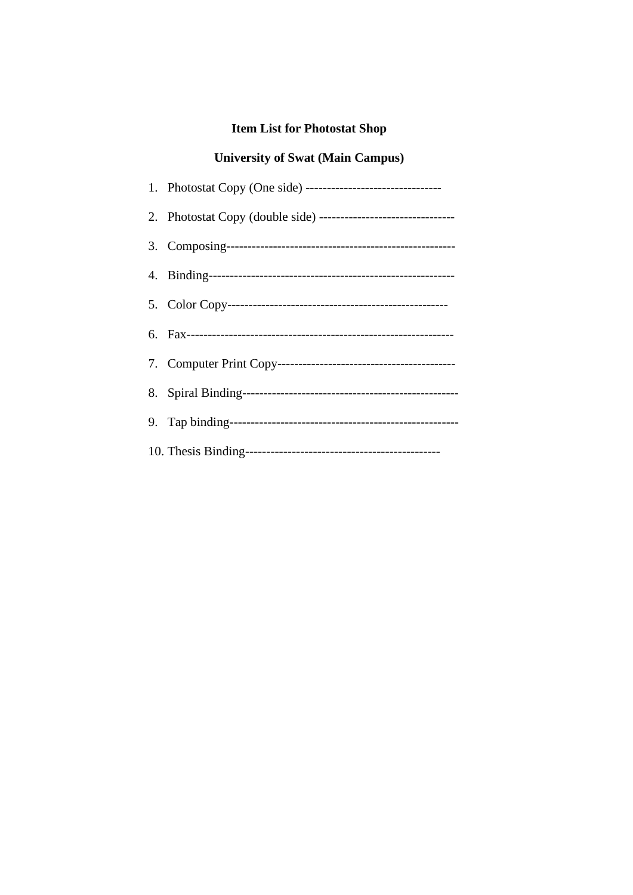**Item List for Photostat Shop**

**University of Swat (Main Campus)**

1. Photostat Copy (One side) --------------------------------
2. Photostat Copy (double side) --------------------------------
3. Composing------------------------------------------------------
4. Binding---------------------------------------------------------
5. Color Copy----------------------------------------------------
6. Fax---------------------------------------------------------------
7. Computer Print Copy------------------------------------------
8. Spiral Binding---------------------------------------------------
9. Tap binding-------------------------------------------------------
10. Thesis Binding---------------------------------------------